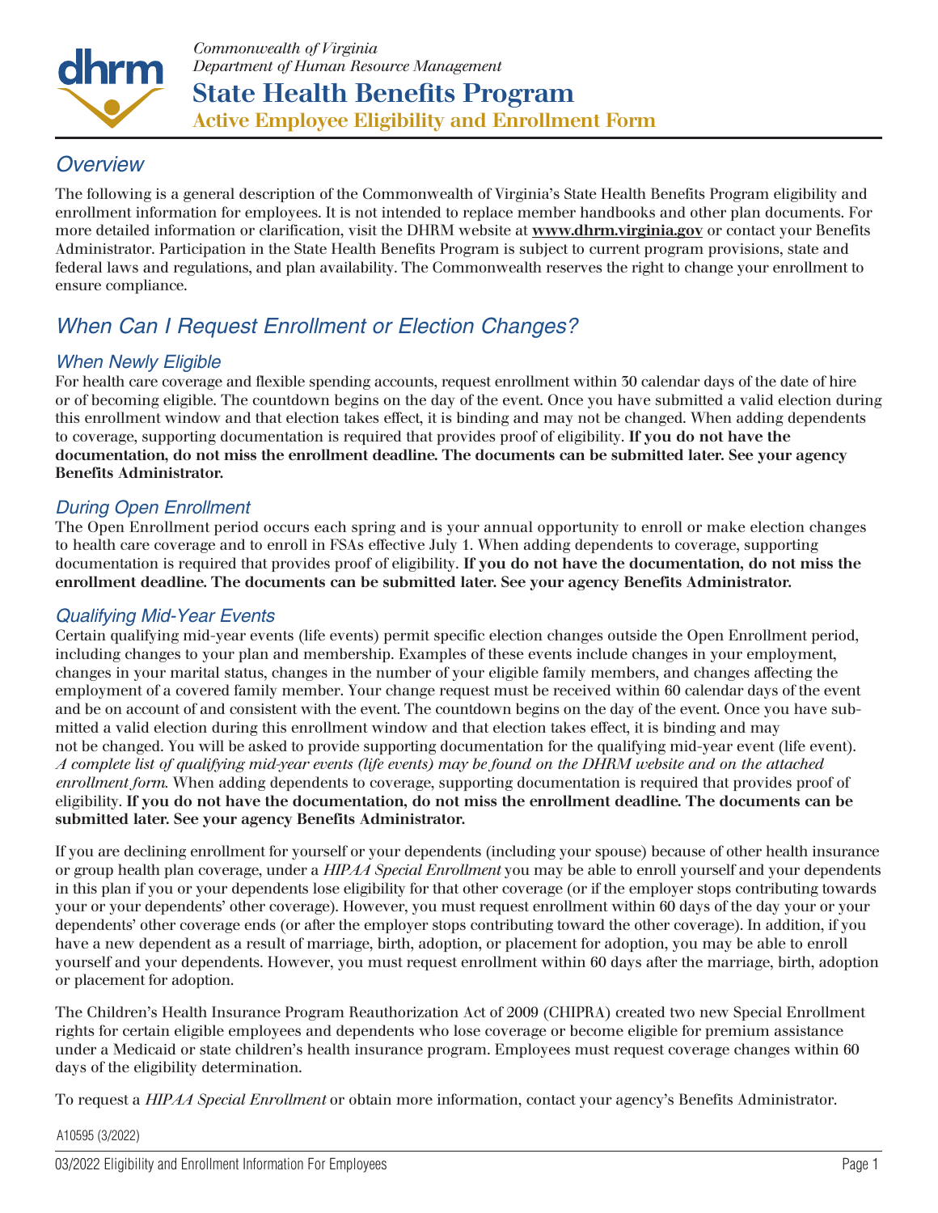Commonwealth of Virginia
Department of Human Resource Management

# State Health Benefits Program

## Active Employee Eligibility and Enrollment Form

## Overview

The following is a general description of the Commonwealth of Virginia's State Health Benefits Program eligibility and enrollment information for employees. It is not intended to replace member handbooks and other plan documents. For more detailed information or clarification, visit the DHRM website at **www.dhrm.virginia.gov** or contact your Benefits Administrator. Participation in the State Health Benefits Program is subject to current program provisions, state and federal laws and regulations, and plan availability. The Commonwealth reserves the right to change your enrollment to ensure compliance.

## When Can I Request Enrollment or Election Changes?

### When Newly Eligible

For health care coverage and flexible spending accounts, request enrollment within 30 calendar days of the date of hire or of becoming eligible. The countdown begins on the day of the event. Once you have submitted a valid election during this enrollment window and that election takes effect, it is binding and may not be changed. When adding dependents to coverage, supporting documentation is required that provides proof of eligibility. **If you do not have the documentation, do not miss the enrollment deadline. The documents can be submitted later. See your agency Benefits Administrator.**

### During Open Enrollment

The Open Enrollment period occurs each spring and is your annual opportunity to enroll or make election changes to health care coverage and to enroll in FSAs effective July 1. When adding dependents to coverage, supporting documentation is required that provides proof of eligibility. **If you do not have the documentation, do not miss the enrollment deadline. The documents can be submitted later. See your agency Benefits Administrator.**

### Qualifying Mid-Year Events

Certain qualifying mid-year events (life events) permit specific election changes outside the Open Enrollment period, including changes to your plan and membership. Examples of these events include changes in your employment, changes in your marital status, changes in the number of your eligible family members, and changes affecting the employment of a covered family member. Your change request must be received within 60 calendar days of the event and be on account of and consistent with the event. The countdown begins on the day of the event. Once you have submitted a valid election during this enrollment window and that election takes effect, it is binding and may not be changed. You will be asked to provide supporting documentation for the qualifying mid-year event (life event). *A complete list of qualifying mid-year events (life events) may be found on the DHRM website and on the attached enrollment form.* When adding dependents to coverage, supporting documentation is required that provides proof of eligibility. **If you do not have the documentation, do not miss the enrollment deadline. The documents can be submitted later. See your agency Benefits Administrator.**

If you are declining enrollment for yourself or your dependents (including your spouse) because of other health insurance or group health plan coverage, under a *HIPAA Special Enrollment* you may be able to enroll yourself and your dependents in this plan if you or your dependents lose eligibility for that other coverage (or if the employer stops contributing towards your or your dependents' other coverage). However, you must request enrollment within 60 days of the day your or your dependents' other coverage ends (or after the employer stops contributing toward the other coverage). In addition, if you have a new dependent as a result of marriage, birth, adoption, or placement for adoption, you may be able to enroll yourself and your dependents. However, you must request enrollment within 60 days after the marriage, birth, adoption or placement for adoption.

The Children's Health Insurance Program Reauthorization Act of 2009 (CHIPRA) created two new Special Enrollment rights for certain eligible employees and dependents who lose coverage or become eligible for premium assistance under a Medicaid or state children's health insurance program. Employees must request coverage changes within 60 days of the eligibility determination.

To request a *HIPAA Special Enrollment* or obtain more information, contact your agency's Benefits Administrator.

A10595 (3/2022)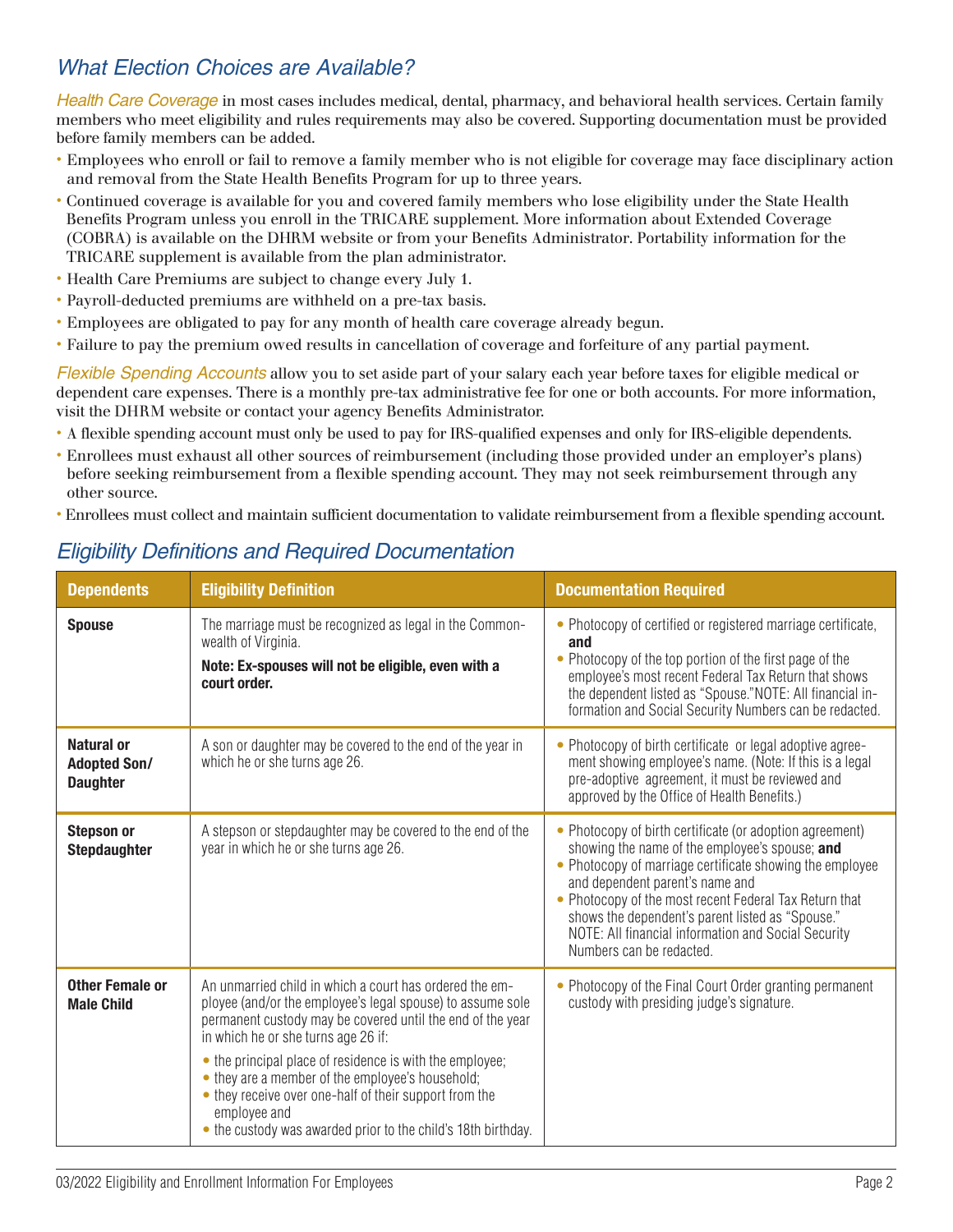## What Election Choices are Available?

*Health Care Coverage* in most cases includes medical, dental, pharmacy, and behavioral health services. Certain family members who meet eligibility and rules requirements may also be covered. Supporting documentation must be provided before family members can be added.

- Employees who enroll or fail to remove a family member who is not eligible for coverage may face disciplinary action and removal from the State Health Benefits Program for up to three years.
- Continued coverage is available for you and covered family members who lose eligibility under the State Health Benefits Program unless you enroll in the TRICARE supplement. More information about Extended Coverage (COBRA) is available on the DHRM website or from your Benefits Administrator. Portability information for the TRICARE supplement is available from the plan administrator.
- Health Care Premiums are subject to change every July 1.
- Payroll-deducted premiums are withheld on a pre-tax basis.
- Employees are obligated to pay for any month of health care coverage already begun.
- Failure to pay the premium owed results in cancellation of coverage and forfeiture of any partial payment.

*Flexible Spending Accounts* allow you to set aside part of your salary each year before taxes for eligible medical or dependent care expenses. There is a monthly pre-tax administrative fee for one or both accounts. For more information, visit the DHRM website or contact your agency Benefits Administrator.

- A flexible spending account must only be used to pay for IRS-qualified expenses and only for IRS-eligible dependents.
- Enrollees must exhaust all other sources of reimbursement (including those provided under an employer's plans) before seeking reimbursement from a flexible spending account. They may not seek reimbursement through any other source.
- Enrollees must collect and maintain sufficient documentation to validate reimbursement from a flexible spending account.

## Eligibility Definitions and Required Documentation

| Dependents | Eligibility Definition | Documentation Required |
|---|---|---|
| **Spouse** | The marriage must be recognized as legal in the Commonwealth of Virginia.<br>**Note: Ex-spouses will not be eligible, even with a court order.** | • Photocopy of certified or registered marriage certificate, **and**<br>• Photocopy of the top portion of the first page of the employee's most recent Federal Tax Return that shows the dependent listed as "Spouse." NOTE: All financial information and Social Security Numbers can be redacted. |
| **Natural or Adopted Son/ Daughter** | A son or daughter may be covered to the end of the year in which he or she turns age 26. | • Photocopy of birth certificate or legal adoptive agreement showing employee's name. (Note: If this is a legal pre-adoptive agreement, it must be reviewed and approved by the Office of Health Benefits.) |
| **Stepson or Stepdaughter** | A stepson or stepdaughter may be covered to the end of the year in which he or she turns age 26. | • Photocopy of birth certificate (or adoption agreement) showing the name of the employee's spouse; **and**<br>• Photocopy of marriage certificate showing the employee and dependent parent's name and<br>• Photocopy of the most recent Federal Tax Return that shows the dependent's parent listed as "Spouse." NOTE: All financial information and Social Security Numbers can be redacted. |
| **Other Female or Male Child** | An unmarried child in which a court has ordered the employee (and/or the employee's legal spouse) to assume sole permanent custody may be covered until the end of the year in which he or she turns age 26 if:<br>• the principal place of residence is with the employee;<br>• they are a member of the employee's household;<br>• they receive over one-half of their support from the employee and<br>• the custody was awarded prior to the child's 18th birthday. | • Photocopy of the Final Court Order granting permanent custody with presiding judge's signature. |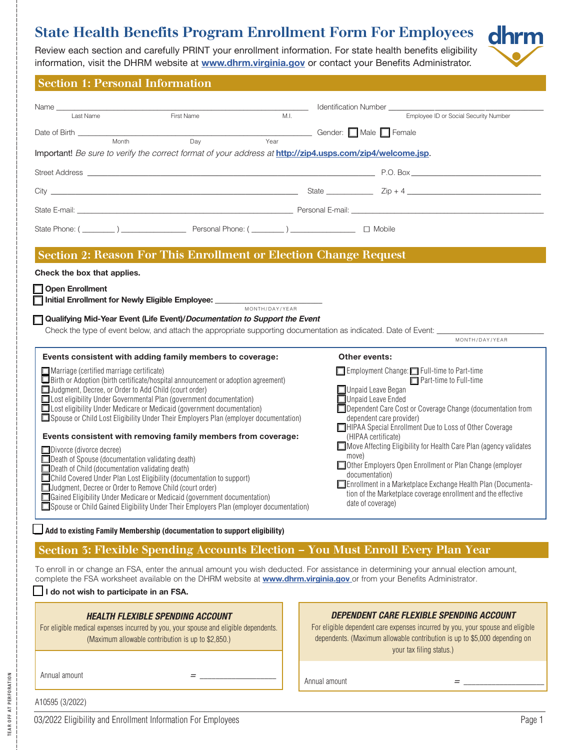# State Health Benefits Program Enrollment Form For Employees

Review each section and carefully PRINT your enrollment information. For state health benefits eligibility information, visit the DHRM website at **www.dhrm.virginia.gov** or contact your Benefits Administrator.

## Section 1: Personal Information

Name ______________________________________________ Identification Number ______________________
Last Name First Name M.I. Employee ID or Social Security Number

Date of Birth ______________________________________ Gender: ☐ Male ☐ Female
Month Day Year

Important! *Be sure to verify the correct format of your address at* **http://zip4.usps.com/zip4/welcome.jsp**.

Street Address ______________________________________ P.O. Box ______________________

City ______________________________ State __________ Zip + 4 ______________________

State E-mail: ______________________________ Personal E-mail: ______________________________

State Phone: ( ________ ) ______________ Personal Phone: ( ________ ) ______________ ☐ Mobile

## Section 2: Reason For This Enrollment or Election Change Request

**Check the box that applies.**

☐ **Open Enrollment**

☐ **Initial Enrollment for Newly Eligible Employee:** ______________________
MONTH/DAY/YEAR

☐ **Qualifying Mid-Year Event (Life Event)/*Documentation to Support the Event***

Check the type of event below, and attach the appropriate supporting documentation as indicated. Date of Event: ______________________
MONTH/DAY/YEAR

**Events consistent with adding family members to coverage:**

- ☐ Marriage (certified marriage certificate)
- ☐ Birth or Adoption (birth certificate/hospital announcement or adoption agreement)
- ☐ Judgment, Decree, or Order to Add Child (court order)
- ☐ Lost eligibility Under Governmental Plan (government documentation)
- ☐ Lost eligibility Under Medicare or Medicaid (government documentation)
- ☐ Spouse or Child Lost Eligibility Under Their Employers Plan (employer documentation)

**Events consistent with removing family members from coverage:**

- ☐ Divorce (divorce decree)
- ☐ Death of Spouse (documentation validating death)
- ☐ Death of Child (documentation validating death)
- ☐ Child Covered Under Plan Lost Eligibility (documentation to support)
- ☐ Judgment, Decree or Order to Remove Child (court order)
- ☐ Gained Eligibility Under Medicare or Medicaid (government documentation)
- ☐ Spouse or Child Gained Eligibility Under Their Employers Plan (employer documentation)

**Other events:**

- ☐ Employment Change: ☐ Full-time to Part-time ☐ Part-time to Full-time
- ☐ Unpaid Leave Began
- ☐ Unpaid Leave Ended
- ☐ Dependent Care Cost or Coverage Change (documentation from dependent care provider)
- ☐ HIPAA Special Enrollment Due to Loss of Other Coverage (HIPAA certificate)
- ☐ Move Affecting Eligibility for Health Care Plan (agency validates move)
- ☐ Other Employers Open Enrollment or Plan Change (employer documentation)
- ☐ Enrollment in a Marketplace Exchange Health Plan (Documentation of the Marketplace coverage enrollment and the effective date of coverage)

☐ **Add to existing Family Membership (documentation to support eligibility)**

## Section 3: Flexible Spending Accounts Election – You Must Enroll Every Plan Year

To enroll in or change an FSA, enter the annual amount you wish deducted. For assistance in determining your annual election amount, complete the FSA worksheet available on the DHRM website at **www.dhrm.virginia.gov** or from your Benefits Administrator.

☐ **I do not wish to participate in an FSA.**

***HEALTH FLEXIBLE SPENDING ACCOUNT***

For eligible medical expenses incurred by you, your spouse and eligible dependents. (Maximum allowable contribution is up to $2,850.)

Annual amount = ______________

***DEPENDENT CARE FLEXIBLE SPENDING ACCOUNT***

For eligible dependent care expenses incurred by you, your spouse and eligible dependents. (Maximum allowable contribution is up to $5,000 depending on your tax filing status.)

Annual amount = ______________

A10595 (3/2022)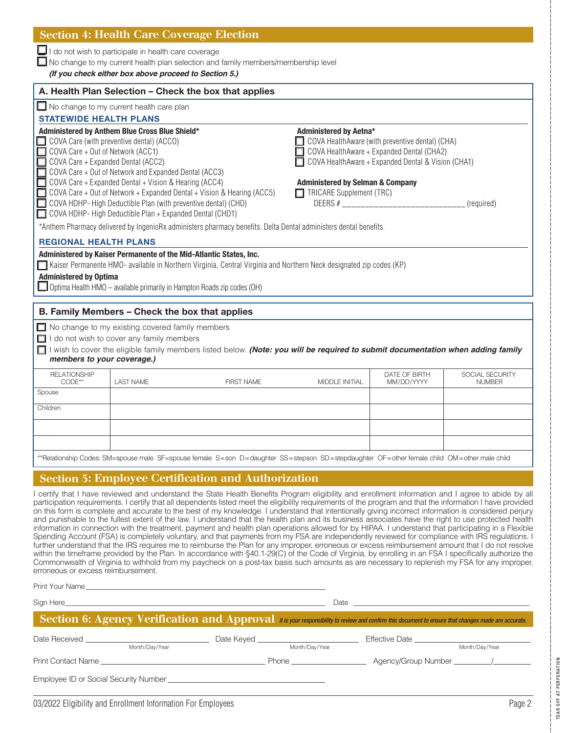## Section 4: Health Care Coverage Election

- ☐ I do not wish to participate in health care coverage
- ☐ No change to my current health plan selection and family members/membership level

***(If you check either box above proceed to Section 5.)***

### A. Health Plan Selection – Check the box that applies

- ☐ No change to my current health care plan

**STATEWIDE HEALTH PLANS**

**Administered by Anthem Blue Cross Blue Shield***

- ☐ COVA Care (with preventive dental) (ACC0)
- ☐ COVA Care + Out of Network (ACC1)
- ☐ COVA Care + Expanded Dental (ACC2)
- ☐ COVA Care + Out of Network and Expanded Dental (ACC3)
- ☐ COVA Care + Expanded Dental + Vision & Hearing (ACC4)
- ☐ COVA Care + Out of Network + Expanded Dental + Vision & Hearing (ACC5)
- ☐ COVA HDHP- High Deductible Plan (with preventive dental) (CHD)
- ☐ COVA HDHP- High Deductible Plan + Expanded Dental (CHD1)

**Administered by Aetna***

- ☐ COVA HealthAware (with preventive dental) (CHA)
- ☐ COVA HealthAware + Expanded Dental (CHA2)
- ☐ COVA HealthAware + Expanded Dental & Vision (CHA1)

**Administered by Selman & Company**

- ☐ TRICARE Supplement (TRC)
  DEERS # ____________________________ (required)

*Anthem Pharmacy delivered by IngenioRx administers pharmacy benefits. Delta Dental administers dental benefits.

**REGIONAL HEALTH PLANS**

**Administered by Kaiser Permanente of the Mid-Atlantic States, Inc.**

- ☐ Kaiser Permanente HMO- available in Northern Virginia, Central Virginia and Northern Neck designated zip codes (KP)

**Administered by Optima**

- ☐ Optima Health HMO – available primarily in Hampton Roads zip codes (OH)

### B. Family Members – Check the box that applies

- ☐ No change to my existing covered family members
- ☐ I do not wish to cover any family members
- ☐ I wish to cover the eligible family members listed below. ***(Note: you will be required to submit documentation when adding family members to your coverage.)***

| RELATIONSHIP CODE** | LAST NAME | FIRST NAME | MIDDLE INITIAL | DATE OF BIRTH MM/DD/YYYY | SOCIAL SECURITY NUMBER |
|---|---|---|---|---|---|
| Spouse | | | | | |
| Children | | | | | |
| | | | | | |
| | | | | | |

**Relationship Codes: SM=spouse male SF=spouse female S=son D=daughter SS=stepson SD=stepdaughter OF=other female child OM=other male child

## Section 5: Employee Certification and Authorization

I certify that I have reviewed and understand the State Health Benefits Program eligibility and enrollment information and I agree to abide by all participation requirements. I certify that all dependents listed meet the eligibility requirements of the program and that the information I have provided on this form is complete and accurate to the best of my knowledge. I understand that intentionally giving incorrect information is considered perjury and punishable to the fullest extent of the law. I understand that the health plan and its business associates have the right to use protected health information in connection with the treatment, payment and health plan operations allowed for by HIPAA. I understand that participating in a Flexible Spending Account (FSA) is completely voluntary, and that payments from my FSA are independently reviewed for compliance with IRS regulations. I further understand that the IRS requires me to reimburse the Plan for any improper, erroneous or excess reimbursement amount that I do not resolve within the timeframe provided by the Plan. In accordance with §40.1-29(C) of the Code of Virginia, by enrolling in an FSA I specifically authorize the Commonwealth of Virginia to withhold from my paycheck on a post-tax basis such amounts as are necessary to replenish my FSA for any improper, erroneous or excess reimbursement.

Print Your Name ____________________________________________

Sign Here ____________________________________________ Date ____________________________

## Section 6: Agency Verification and Approval

*It is your responsibility to review and confirm this document to ensure that changes made are accurate.*

Date Received ____________________ (Month/Day/Year) Date Keyed ____________________ (Month/Day/Year) Effective Date ____________________ (Month/Day/Year)

Print Contact Name ______________________________ Phone ________________ Agency/Group Number ________/________

Employee ID or Social Security Number ______________________________

03/2022 Eligibility and Enrollment Information For Employees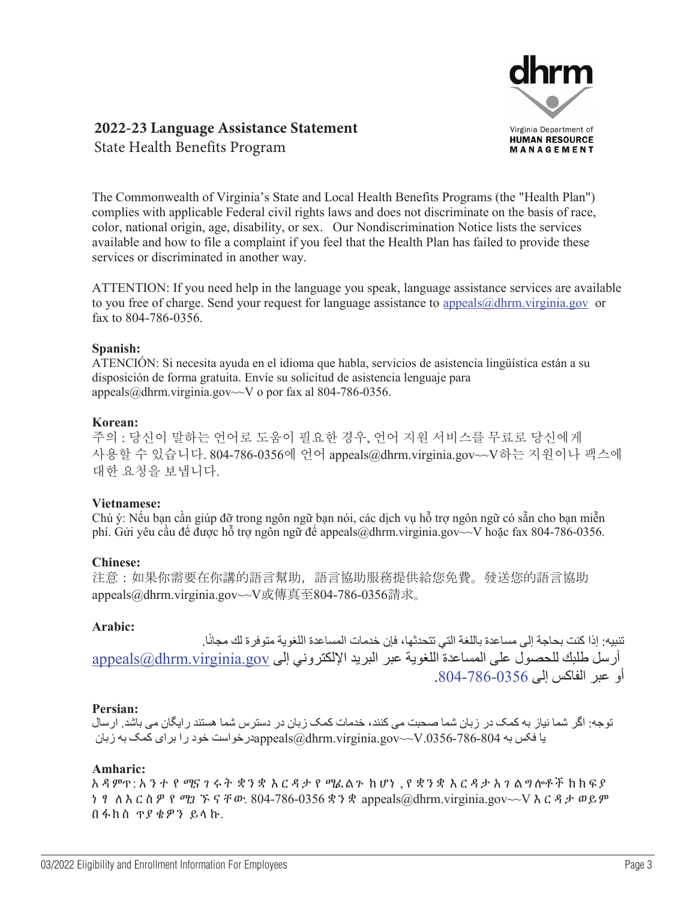dhrm

Virginia Department of **HUMAN RESOURCE MANAGEMENT**

# 2022-23 Language Assistance Statement

State Health Benefits Program

The Commonwealth of Virginia's State and Local Health Benefits Programs (the "Health Plan") complies with applicable Federal civil rights laws and does not discriminate on the basis of race, color, national origin, age, disability, or sex. Our Nondiscrimination Notice lists the services available and how to file a complaint if you feel that the Health Plan has failed to provide these services or discriminated in another way.

ATTENTION: If you need help in the language you speak, language assistance services are available to you free of charge. Send your request for language assistance to appeals@dhrm.virginia.gov or fax to 804-786-0356.

**Spanish:**

ATENCIÓN: Si necesita ayuda en el idioma que habla, servicios de asistencia lingüística están a su disposición de forma gratuita. Envíe su solicitud de asistencia lenguaje para appeals@dhrm.virginia.gov~~V o por fax al 804-786-0356.

**Korean:**

주의 : 당신이 말하는 언어로 도움이 필요한 경우, 언어 지원 서비스를 무료로 당신에게 사용할 수 있습니다. 804-786-0356에 언어 appeals@dhrm.virginia.gov~~V하는 지원이나 팩스에 대한 요청을 보냅니다.

**Vietnamese:**

Chú ý: Nếu bạn cần giúp đỡ trong ngôn ngữ bạn nói, các dịch vụ hỗ trợ ngôn ngữ có sẵn cho bạn miễn phí. Gửi yêu cầu để được hỗ trợ ngôn ngữ để appeals@dhrm.virginia.gov~~V hoặc fax 804-786-0356.

**Chinese:**

注意：如果你需要在你講的語言幫助，語言協助服務提供給您免費。發送您的語言協助appeals@dhrm.virginia.gov~~V或傳真至804-786-0356請求。

**Arabic:**

تنبيه: إذا كنت بحاجة إلى مساعدة باللغة التي تتحدثها، فإن خدمات المساعدة اللغوية متوفرة لك مجانًا.
أرسل طلبك للحصول على المساعدة اللغوية عبر البريد الإلكتروني إلى appeals@dhrm.virginia.gov
أو عبر الفاكس إلى 804-786-0356.

**Persian:**

توجه: اگر شما نیاز به کمک در زبان شما صحبت می کنند، خدمات کمک زبان در دسترس شما هستند رایگان می باشد. ارسال درخواست خود را برای کمک به زبان appeals@dhrm.virginia.gov~~V.0356-786-804 یا فکس به

**Amharic:**

አዳምጥ: አንተ የሚናገሩት ቋንቋ እርዳታ የሚፈልጉ ከሆነ, የቋንቋ እርዳታ አገልግሎቶች ከክፍያ ነፃ ለእርስዎ የሚገኙ ናቸው. 804-786-0356 ቋንቋ appeals@dhrm.virginia.gov~~V እርዳታ ወይም በፋክስ ጥያቄዎን ይላኩ.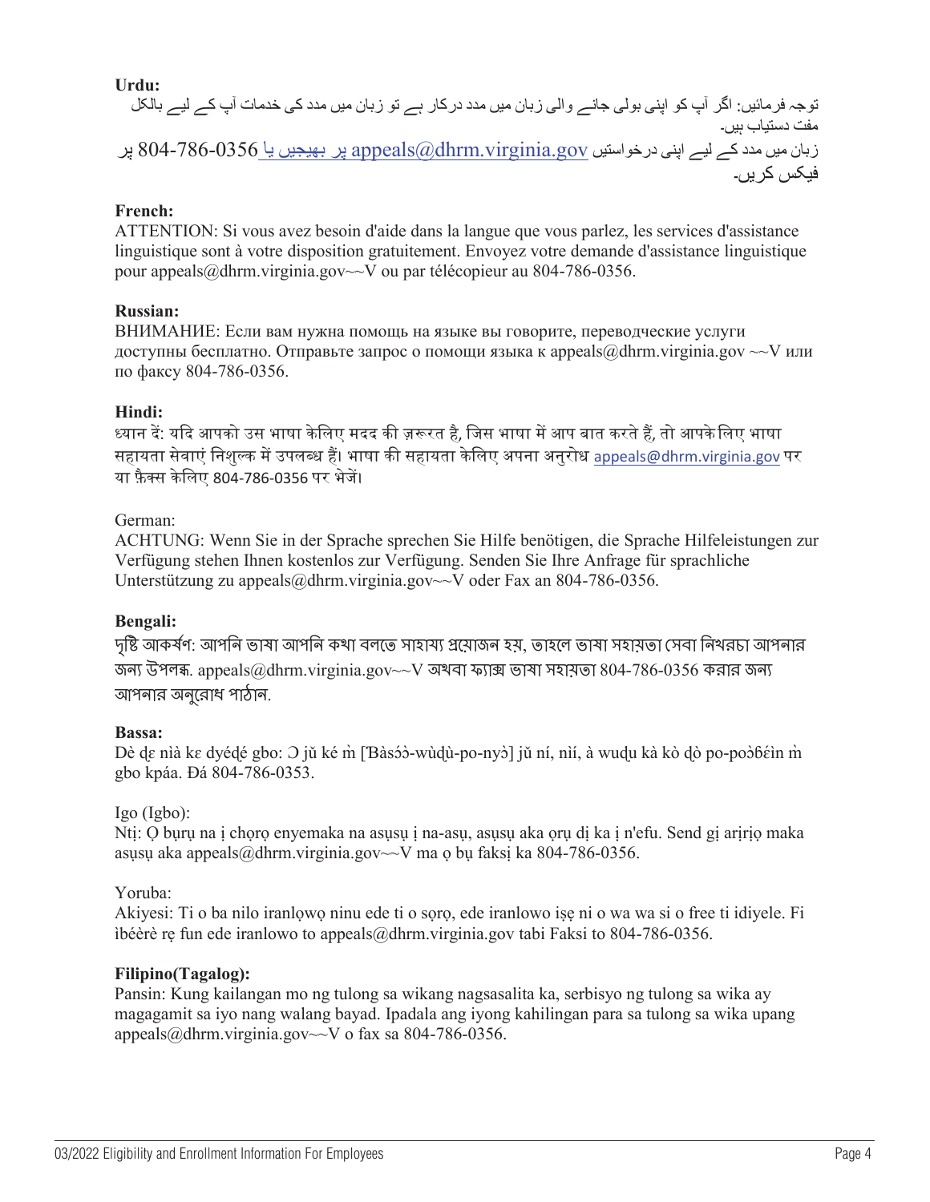**Urdu:**

توجہ فرمائیں: اگر آپ کو اپنی بولی جانے والی زبان میں مدد درکار ہے تو زبان میں مدد کی خدمات آپ کے لیے بالکل مفت دستیاب ہیں۔

زبان میں مدد کے لیے اپنی درخواستیں appeals@dhrm.virginia.gov پر بھیجیں یا 804-786-0356 پر فیکس کریں۔

**French:**

ATTENTION: Si vous avez besoin d'aide dans la langue que vous parlez, les services d'assistance linguistique sont à votre disposition gratuitement. Envoyez votre demande d'assistance linguistique pour appeals@dhrm.virginia.gov~~V ou par télécopieur au 804-786-0356.

**Russian:**

ВНИМАНИЕ: Если вам нужна помощь на языке вы говорите, переводческие услуги доступны бесплатно. Отправьте запрос о помощи языка к appeals@dhrm.virginia.gov ~~V или по факсу 804-786-0356.

**Hindi:**

ध्यान दें: यदि आपको उस भाषा केलिए मदद की ज़रूरत है, जिस भाषा में आप बात करते हैं, तो आपके लिए भाषा सहायता सेवाएं निशुल्क में उपलब्ध हैं। भाषा की सहायता केलिए अपना अनुरोध appeals@dhrm.virginia.gov पर या फ़ैक्स केलिए 804-786-0356 पर भेजें।

German:

ACHTUNG: Wenn Sie in der Sprache sprechen Sie Hilfe benötigen, die Sprache Hilfeleistungen zur Verfügung stehen Ihnen kostenlos zur Verfügung. Senden Sie Ihre Anfrage für sprachliche Unterstützung zu appeals@dhrm.virginia.gov~~V oder Fax an 804-786-0356.

**Bengali:**

দৃষ্টি আকর্ষণ: আপনি ভাষা আপনি কথা বলতে সাহায্য প্রয়োজন হয়, তাহলে ভাষা সহায়তা সেবা নিখরচা আপনার জন্য উপলব্ধ. appeals@dhrm.virginia.gov~~V অথবা ফ্যাক্স ভাষা সহায়তা 804-786-0356 করার জন্য আপনার অনুরোধ পাঠান.

**Bassa:**

Dè dɛ nìà kɛ dyédé gbo: Ɔ jǔ ké m̀ [Ɓàsɔ́ɔ̀-wùdù-po-nyɔ̀] jǔ ní, nìí, à wudu kà kò dò po-poɔ̀ɓɛ́in m̀ gbo kpáa. Ɖá 804-786-0353.

Igo (Igbo):

Ntị: Ọ bụrụ na ị chọrọ enyemaka na asụsụ ị na-asụ, asụsụ aka ọrụ dị ka ị n'efu. Send gị arịrịọ maka asụsụ aka appeals@dhrm.virginia.gov~~V ma ọ bụ faksị ka 804-786-0356.

Yoruba:

Akiyesi: Ti o ba nilo iranlọwọ ninu ede ti o sọrọ, ede iranlowo iṣẹ ni o wa wa si o free ti idiyele. Fi ìbéèrè rẹ fun ede iranlowo to appeals@dhrm.virginia.gov tabi Faksi to 804-786-0356.

**Filipino(Tagalog):**

Pansin: Kung kailangan mo ng tulong sa wikang nagsasalita ka, serbisyo ng tulong sa wika ay magagamit sa iyo nang walang bayad. Ipadala ang iyong kahilingan para sa tulong sa wika upang appeals@dhrm.virginia.gov~~V o fax sa 804-786-0356.